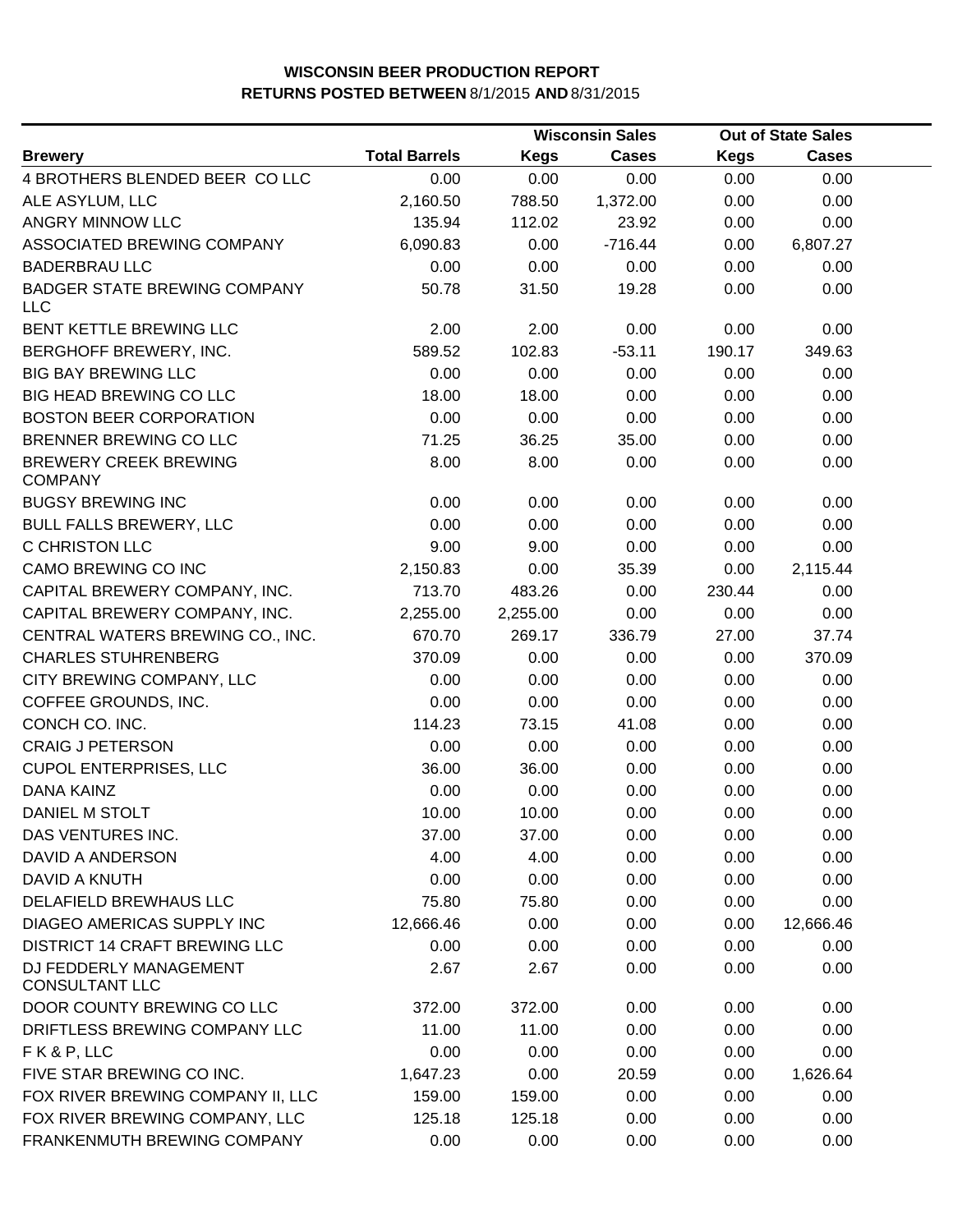**WISCONSIN BEER PRODUCTION REPORT**
**RETURNS POSTED BETWEEN** 8/1/2015 **AND** 8/31/2015

| Brewery | Total Barrels | Wisconsin Sales | | Out of State Sales | |
|---|---|---|---|---|---|
| | | Kegs | Cases | Kegs | Cases |
| 4 BROTHERS BLENDED BEER CO LLC | 0.00 | 0.00 | 0.00 | 0.00 | 0.00 |
| ALE ASYLUM, LLC | 2,160.50 | 788.50 | 1,372.00 | 0.00 | 0.00 |
| ANGRY MINNOW LLC | 135.94 | 112.02 | 23.92 | 0.00 | 0.00 |
| ASSOCIATED BREWING COMPANY | 6,090.83 | 0.00 | -716.44 | 0.00 | 6,807.27 |
| BADERBRAU LLC | 0.00 | 0.00 | 0.00 | 0.00 | 0.00 |
| BADGER STATE BREWING COMPANY LLC | 50.78 | 31.50 | 19.28 | 0.00 | 0.00 |
| BENT KETTLE BREWING LLC | 2.00 | 2.00 | 0.00 | 0.00 | 0.00 |
| BERGHOFF BREWERY, INC. | 589.52 | 102.83 | -53.11 | 190.17 | 349.63 |
| BIG BAY BREWING LLC | 0.00 | 0.00 | 0.00 | 0.00 | 0.00 |
| BIG HEAD BREWING CO LLC | 18.00 | 18.00 | 0.00 | 0.00 | 0.00 |
| BOSTON BEER CORPORATION | 0.00 | 0.00 | 0.00 | 0.00 | 0.00 |
| BRENNER BREWING CO LLC | 71.25 | 36.25 | 35.00 | 0.00 | 0.00 |
| BREWERY CREEK BREWING COMPANY | 8.00 | 8.00 | 0.00 | 0.00 | 0.00 |
| BUGSY BREWING INC | 0.00 | 0.00 | 0.00 | 0.00 | 0.00 |
| BULL FALLS BREWERY, LLC | 0.00 | 0.00 | 0.00 | 0.00 | 0.00 |
| C CHRISTON LLC | 9.00 | 9.00 | 0.00 | 0.00 | 0.00 |
| CAMO BREWING CO INC | 2,150.83 | 0.00 | 35.39 | 0.00 | 2,115.44 |
| CAPITAL BREWERY COMPANY, INC. | 713.70 | 483.26 | 0.00 | 230.44 | 0.00 |
| CAPITAL BREWERY COMPANY, INC. | 2,255.00 | 2,255.00 | 0.00 | 0.00 | 0.00 |
| CENTRAL WATERS BREWING CO., INC. | 670.70 | 269.17 | 336.79 | 27.00 | 37.74 |
| CHARLES STUHRENBERG | 370.09 | 0.00 | 0.00 | 0.00 | 370.09 |
| CITY BREWING COMPANY, LLC | 0.00 | 0.00 | 0.00 | 0.00 | 0.00 |
| COFFEE GROUNDS, INC. | 0.00 | 0.00 | 0.00 | 0.00 | 0.00 |
| CONCH CO. INC. | 114.23 | 73.15 | 41.08 | 0.00 | 0.00 |
| CRAIG J PETERSON | 0.00 | 0.00 | 0.00 | 0.00 | 0.00 |
| CUPOL ENTERPRISES, LLC | 36.00 | 36.00 | 0.00 | 0.00 | 0.00 |
| DANA KAINZ | 0.00 | 0.00 | 0.00 | 0.00 | 0.00 |
| DANIEL M STOLT | 10.00 | 10.00 | 0.00 | 0.00 | 0.00 |
| DAS VENTURES INC. | 37.00 | 37.00 | 0.00 | 0.00 | 0.00 |
| DAVID A ANDERSON | 4.00 | 4.00 | 0.00 | 0.00 | 0.00 |
| DAVID A KNUTH | 0.00 | 0.00 | 0.00 | 0.00 | 0.00 |
| DELAFIELD BREWHAUS LLC | 75.80 | 75.80 | 0.00 | 0.00 | 0.00 |
| DIAGEO AMERICAS SUPPLY INC | 12,666.46 | 0.00 | 0.00 | 0.00 | 12,666.46 |
| DISTRICT 14 CRAFT BREWING LLC | 0.00 | 0.00 | 0.00 | 0.00 | 0.00 |
| DJ FEDDERLY MANAGEMENT CONSULTANT LLC | 2.67 | 2.67 | 0.00 | 0.00 | 0.00 |
| DOOR COUNTY BREWING CO LLC | 372.00 | 372.00 | 0.00 | 0.00 | 0.00 |
| DRIFTLESS BREWING COMPANY LLC | 11.00 | 11.00 | 0.00 | 0.00 | 0.00 |
| F K & P, LLC | 0.00 | 0.00 | 0.00 | 0.00 | 0.00 |
| FIVE STAR BREWING CO INC. | 1,647.23 | 0.00 | 20.59 | 0.00 | 1,626.64 |
| FOX RIVER BREWING COMPANY II, LLC | 159.00 | 159.00 | 0.00 | 0.00 | 0.00 |
| FOX RIVER BREWING COMPANY, LLC | 125.18 | 125.18 | 0.00 | 0.00 | 0.00 |
| FRANKENMUTH BREWING COMPANY | 0.00 | 0.00 | 0.00 | 0.00 | 0.00 |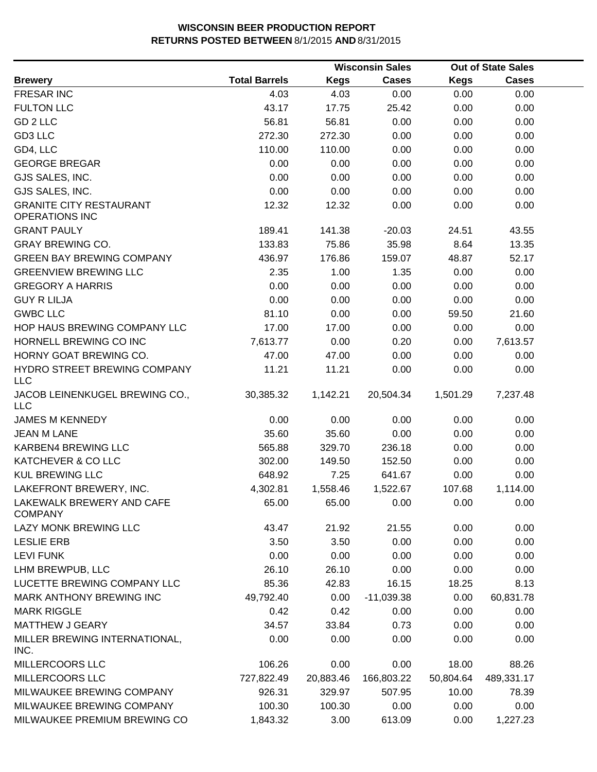**WISCONSIN BEER PRODUCTION REPORT**
**RETURNS POSTED BETWEEN** 8/1/2015 **AND** 8/31/2015

| Brewery | Total Barrels | Wisconsin Sales Kegs | Wisconsin Sales Cases | Out of State Sales Kegs | Out of State Sales Cases |
|---|---|---|---|---|---|
| FRESAR INC | 4.03 | 4.03 | 0.00 | 0.00 | 0.00 |
| FULTON LLC | 43.17 | 17.75 | 25.42 | 0.00 | 0.00 |
| GD 2 LLC | 56.81 | 56.81 | 0.00 | 0.00 | 0.00 |
| GD3 LLC | 272.30 | 272.30 | 0.00 | 0.00 | 0.00 |
| GD4, LLC | 110.00 | 110.00 | 0.00 | 0.00 | 0.00 |
| GEORGE BREGAR | 0.00 | 0.00 | 0.00 | 0.00 | 0.00 |
| GJS SALES, INC. | 0.00 | 0.00 | 0.00 | 0.00 | 0.00 |
| GJS SALES, INC. | 0.00 | 0.00 | 0.00 | 0.00 | 0.00 |
| GRANITE CITY RESTAURANT OPERATIONS INC | 12.32 | 12.32 | 0.00 | 0.00 | 0.00 |
| GRANT PAULY | 189.41 | 141.38 | -20.03 | 24.51 | 43.55 |
| GRAY BREWING CO. | 133.83 | 75.86 | 35.98 | 8.64 | 13.35 |
| GREEN BAY BREWING COMPANY | 436.97 | 176.86 | 159.07 | 48.87 | 52.17 |
| GREENVIEW BREWING LLC | 2.35 | 1.00 | 1.35 | 0.00 | 0.00 |
| GREGORY A HARRIS | 0.00 | 0.00 | 0.00 | 0.00 | 0.00 |
| GUY R LILJA | 0.00 | 0.00 | 0.00 | 0.00 | 0.00 |
| GWBC LLC | 81.10 | 0.00 | 0.00 | 59.50 | 21.60 |
| HOP HAUS BREWING COMPANY LLC | 17.00 | 17.00 | 0.00 | 0.00 | 0.00 |
| HORNELL BREWING CO INC | 7,613.77 | 0.00 | 0.20 | 0.00 | 7,613.57 |
| HORNY GOAT BREWING CO. | 47.00 | 47.00 | 0.00 | 0.00 | 0.00 |
| HYDRO STREET BREWING COMPANY LLC | 11.21 | 11.21 | 0.00 | 0.00 | 0.00 |
| JACOB LEINENKUGEL BREWING CO., LLC | 30,385.32 | 1,142.21 | 20,504.34 | 1,501.29 | 7,237.48 |
| JAMES M KENNEDY | 0.00 | 0.00 | 0.00 | 0.00 | 0.00 |
| JEAN M LANE | 35.60 | 35.60 | 0.00 | 0.00 | 0.00 |
| KARBEN4 BREWING LLC | 565.88 | 329.70 | 236.18 | 0.00 | 0.00 |
| KATCHEVER & CO LLC | 302.00 | 149.50 | 152.50 | 0.00 | 0.00 |
| KUL BREWING LLC | 648.92 | 7.25 | 641.67 | 0.00 | 0.00 |
| LAKEFRONT BREWERY, INC. | 4,302.81 | 1,558.46 | 1,522.67 | 107.68 | 1,114.00 |
| LAKEWALK BREWERY AND CAFE COMPANY | 65.00 | 65.00 | 0.00 | 0.00 | 0.00 |
| LAZY MONK BREWING LLC | 43.47 | 21.92 | 21.55 | 0.00 | 0.00 |
| LESLIE ERB | 3.50 | 3.50 | 0.00 | 0.00 | 0.00 |
| LEVI FUNK | 0.00 | 0.00 | 0.00 | 0.00 | 0.00 |
| LHM BREWPUB, LLC | 26.10 | 26.10 | 0.00 | 0.00 | 0.00 |
| LUCETTE BREWING COMPANY LLC | 85.36 | 42.83 | 16.15 | 18.25 | 8.13 |
| MARK ANTHONY BREWING INC | 49,792.40 | 0.00 | -11,039.38 | 0.00 | 60,831.78 |
| MARK RIGGLE | 0.42 | 0.42 | 0.00 | 0.00 | 0.00 |
| MATTHEW J GEARY | 34.57 | 33.84 | 0.73 | 0.00 | 0.00 |
| MILLER BREWING INTERNATIONAL, INC. | 0.00 | 0.00 | 0.00 | 0.00 | 0.00 |
| MILLERCOORS LLC | 106.26 | 0.00 | 0.00 | 18.00 | 88.26 |
| MILLERCOORS LLC | 727,822.49 | 20,883.46 | 166,803.22 | 50,804.64 | 489,331.17 |
| MILWAUKEE BREWING COMPANY | 926.31 | 329.97 | 507.95 | 10.00 | 78.39 |
| MILWAUKEE BREWING COMPANY | 100.30 | 100.30 | 0.00 | 0.00 | 0.00 |
| MILWAUKEE PREMIUM BREWING CO | 1,843.32 | 3.00 | 613.09 | 0.00 | 1,227.23 |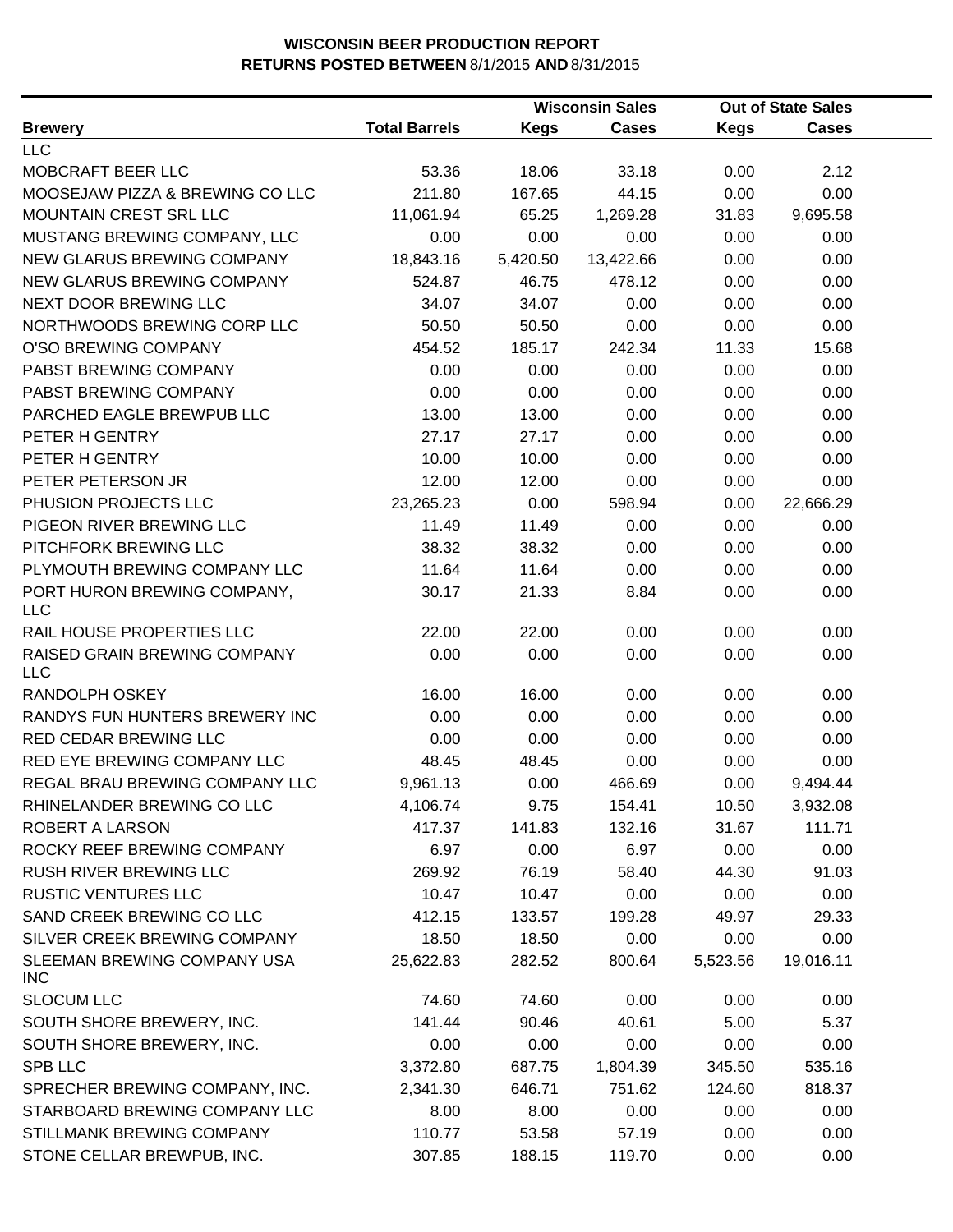**WISCONSIN BEER PRODUCTION REPORT**
**RETURNS POSTED BETWEEN 8/1/2015 AND 8/31/2015**

| Brewery | Total Barrels | Wisconsin Sales Kegs | Wisconsin Sales Cases | Out of State Sales Kegs | Out of State Sales Cases |
|---|---|---|---|---|---|
| LLC | | | | | |
| MOBCRAFT BEER LLC | 53.36 | 18.06 | 33.18 | 0.00 | 2.12 |
| MOOSEJAW PIZZA & BREWING CO LLC | 211.80 | 167.65 | 44.15 | 0.00 | 0.00 |
| MOUNTAIN CREST SRL LLC | 11,061.94 | 65.25 | 1,269.28 | 31.83 | 9,695.58 |
| MUSTANG BREWING COMPANY, LLC | 0.00 | 0.00 | 0.00 | 0.00 | 0.00 |
| NEW GLARUS BREWING COMPANY | 18,843.16 | 5,420.50 | 13,422.66 | 0.00 | 0.00 |
| NEW GLARUS BREWING COMPANY | 524.87 | 46.75 | 478.12 | 0.00 | 0.00 |
| NEXT DOOR BREWING LLC | 34.07 | 34.07 | 0.00 | 0.00 | 0.00 |
| NORTHWOODS BREWING CORP LLC | 50.50 | 50.50 | 0.00 | 0.00 | 0.00 |
| O'SO BREWING COMPANY | 454.52 | 185.17 | 242.34 | 11.33 | 15.68 |
| PABST BREWING COMPANY | 0.00 | 0.00 | 0.00 | 0.00 | 0.00 |
| PABST BREWING COMPANY | 0.00 | 0.00 | 0.00 | 0.00 | 0.00 |
| PARCHED EAGLE BREWPUB LLC | 13.00 | 13.00 | 0.00 | 0.00 | 0.00 |
| PETER H GENTRY | 27.17 | 27.17 | 0.00 | 0.00 | 0.00 |
| PETER H GENTRY | 10.00 | 10.00 | 0.00 | 0.00 | 0.00 |
| PETER PETERSON JR | 12.00 | 12.00 | 0.00 | 0.00 | 0.00 |
| PHUSION PROJECTS LLC | 23,265.23 | 0.00 | 598.94 | 0.00 | 22,666.29 |
| PIGEON RIVER BREWING LLC | 11.49 | 11.49 | 0.00 | 0.00 | 0.00 |
| PITCHFORK BREWING LLC | 38.32 | 38.32 | 0.00 | 0.00 | 0.00 |
| PLYMOUTH BREWING COMPANY LLC | 11.64 | 11.64 | 0.00 | 0.00 | 0.00 |
| PORT HURON BREWING COMPANY, LLC | 30.17 | 21.33 | 8.84 | 0.00 | 0.00 |
| RAIL HOUSE PROPERTIES LLC | 22.00 | 22.00 | 0.00 | 0.00 | 0.00 |
| RAISED GRAIN BREWING COMPANY LLC | 0.00 | 0.00 | 0.00 | 0.00 | 0.00 |
| RANDOLPH OSKEY | 16.00 | 16.00 | 0.00 | 0.00 | 0.00 |
| RANDYS FUN HUNTERS BREWERY INC | 0.00 | 0.00 | 0.00 | 0.00 | 0.00 |
| RED CEDAR BREWING LLC | 0.00 | 0.00 | 0.00 | 0.00 | 0.00 |
| RED EYE BREWING COMPANY LLC | 48.45 | 48.45 | 0.00 | 0.00 | 0.00 |
| REGAL BRAU BREWING COMPANY LLC | 9,961.13 | 0.00 | 466.69 | 0.00 | 9,494.44 |
| RHINELANDER BREWING CO LLC | 4,106.74 | 9.75 | 154.41 | 10.50 | 3,932.08 |
| ROBERT A LARSON | 417.37 | 141.83 | 132.16 | 31.67 | 111.71 |
| ROCKY REEF BREWING COMPANY | 6.97 | 0.00 | 6.97 | 0.00 | 0.00 |
| RUSH RIVER BREWING LLC | 269.92 | 76.19 | 58.40 | 44.30 | 91.03 |
| RUSTIC VENTURES LLC | 10.47 | 10.47 | 0.00 | 0.00 | 0.00 |
| SAND CREEK BREWING CO LLC | 412.15 | 133.57 | 199.28 | 49.97 | 29.33 |
| SILVER CREEK BREWING COMPANY | 18.50 | 18.50 | 0.00 | 0.00 | 0.00 |
| SLEEMAN BREWING COMPANY USA INC | 25,622.83 | 282.52 | 800.64 | 5,523.56 | 19,016.11 |
| SLOCUM LLC | 74.60 | 74.60 | 0.00 | 0.00 | 0.00 |
| SOUTH SHORE BREWERY, INC. | 141.44 | 90.46 | 40.61 | 5.00 | 5.37 |
| SOUTH SHORE BREWERY, INC. | 0.00 | 0.00 | 0.00 | 0.00 | 0.00 |
| SPB LLC | 3,372.80 | 687.75 | 1,804.39 | 345.50 | 535.16 |
| SPRECHER BREWING COMPANY, INC. | 2,341.30 | 646.71 | 751.62 | 124.60 | 818.37 |
| STARBOARD BREWING COMPANY LLC | 8.00 | 8.00 | 0.00 | 0.00 | 0.00 |
| STILLMANK BREWING COMPANY | 110.77 | 53.58 | 57.19 | 0.00 | 0.00 |
| STONE CELLAR BREWPUB, INC. | 307.85 | 188.15 | 119.70 | 0.00 | 0.00 |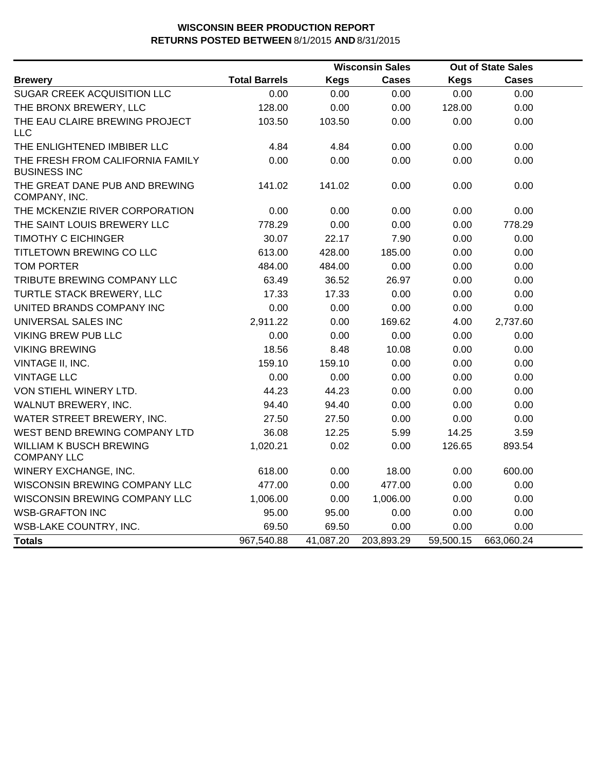**WISCONSIN BEER PRODUCTION REPORT**
**RETURNS POSTED BETWEEN** 8/1/2015 **AND** 8/31/2015

| | | Wisconsin Sales | | Out of State Sales | |
|---|---|---|---|---|---|
| **Brewery** | **Total Barrels** | **Kegs** | **Cases** | **Kegs** | **Cases** |
| SUGAR CREEK ACQUISITION LLC | 0.00 | 0.00 | 0.00 | 0.00 | 0.00 |
| THE BRONX BREWERY, LLC | 128.00 | 0.00 | 0.00 | 128.00 | 0.00 |
| THE EAU CLAIRE BREWING PROJECT LLC | 103.50 | 103.50 | 0.00 | 0.00 | 0.00 |
| THE ENLIGHTENED IMBIBER LLC | 4.84 | 4.84 | 0.00 | 0.00 | 0.00 |
| THE FRESH FROM CALIFORNIA FAMILY BUSINESS INC | 0.00 | 0.00 | 0.00 | 0.00 | 0.00 |
| THE GREAT DANE PUB AND BREWING COMPANY, INC. | 141.02 | 141.02 | 0.00 | 0.00 | 0.00 |
| THE MCKENZIE RIVER CORPORATION | 0.00 | 0.00 | 0.00 | 0.00 | 0.00 |
| THE SAINT LOUIS BREWERY LLC | 778.29 | 0.00 | 0.00 | 0.00 | 778.29 |
| TIMOTHY C EICHINGER | 30.07 | 22.17 | 7.90 | 0.00 | 0.00 |
| TITLETOWN BREWING CO LLC | 613.00 | 428.00 | 185.00 | 0.00 | 0.00 |
| TOM PORTER | 484.00 | 484.00 | 0.00 | 0.00 | 0.00 |
| TRIBUTE BREWING COMPANY LLC | 63.49 | 36.52 | 26.97 | 0.00 | 0.00 |
| TURTLE STACK BREWERY, LLC | 17.33 | 17.33 | 0.00 | 0.00 | 0.00 |
| UNITED BRANDS COMPANY INC | 0.00 | 0.00 | 0.00 | 0.00 | 0.00 |
| UNIVERSAL SALES INC | 2,911.22 | 0.00 | 169.62 | 4.00 | 2,737.60 |
| VIKING BREW PUB LLC | 0.00 | 0.00 | 0.00 | 0.00 | 0.00 |
| VIKING BREWING | 18.56 | 8.48 | 10.08 | 0.00 | 0.00 |
| VINTAGE II, INC. | 159.10 | 159.10 | 0.00 | 0.00 | 0.00 |
| VINTAGE LLC | 0.00 | 0.00 | 0.00 | 0.00 | 0.00 |
| VON STIEHL WINERY LTD. | 44.23 | 44.23 | 0.00 | 0.00 | 0.00 |
| WALNUT BREWERY, INC. | 94.40 | 94.40 | 0.00 | 0.00 | 0.00 |
| WATER STREET BREWERY, INC. | 27.50 | 27.50 | 0.00 | 0.00 | 0.00 |
| WEST BEND BREWING COMPANY LTD | 36.08 | 12.25 | 5.99 | 14.25 | 3.59 |
| WILLIAM K BUSCH BREWING COMPANY LLC | 1,020.21 | 0.02 | 0.00 | 126.65 | 893.54 |
| WINERY EXCHANGE, INC. | 618.00 | 0.00 | 18.00 | 0.00 | 600.00 |
| WISCONSIN BREWING COMPANY LLC | 477.00 | 0.00 | 477.00 | 0.00 | 0.00 |
| WISCONSIN BREWING COMPANY LLC | 1,006.00 | 0.00 | 1,006.00 | 0.00 | 0.00 |
| WSB-GRAFTON INC | 95.00 | 95.00 | 0.00 | 0.00 | 0.00 |
| WSB-LAKE COUNTRY, INC. | 69.50 | 69.50 | 0.00 | 0.00 | 0.00 |
| **Totals** | 967,540.88 | 41,087.20 | 203,893.29 | 59,500.15 | 663,060.24 |